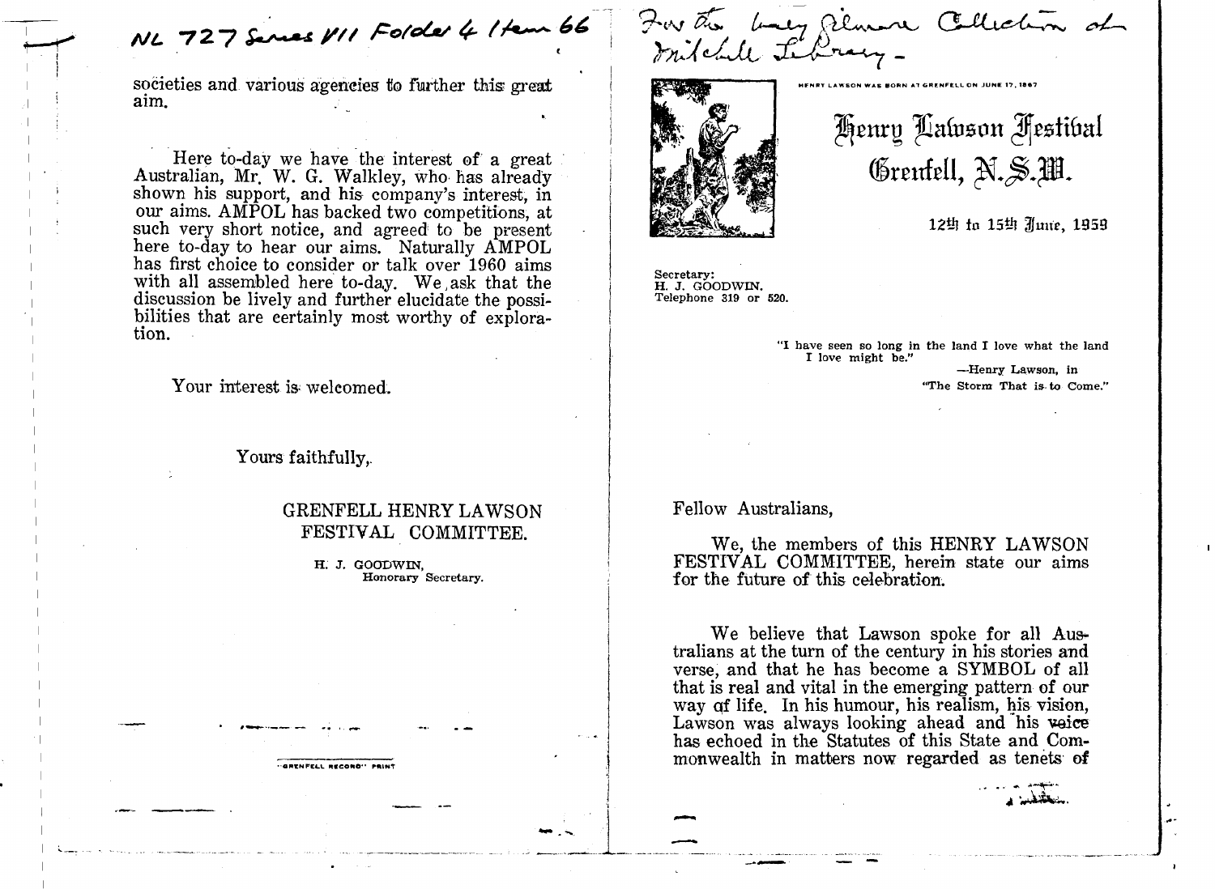NL 727 Series VII Folder 4 Item 66

societies and various agencies to further this great aim.

Here to-day we have the interest of a great Australian, Mr. W. G. Walkley, who has already shown his support, and his company's interest, in our aims. AMPOL has backed two competitions, at such very short notice, and agreed to be present here to-day to hear our aims. Naturally AMPOL has first choice to consider or talk over 1960 aims with all assembled here to-day. We ask that the discussion be lively and further elucidate the possibilities that are certainly most worthy of exploration.

Your interest is welcomed.

Yours faithfully,

GRENFELL HENRY LAWSON FESTIVAL COMMITTEE.

H. J. GOODWIN,
Honorary Secretary.

"GRENFELL RECORD" PRINT

For the Mary Gilmore Collection of Mitchell Library –

HENRY LAWSON WAS BORN AT GRENFELL ON JUNE 17, 1867

# Henry Lawson Festival
## Grenfell, N.S.W.

12th to 15th June, 1959

Secretary:
H. J. GOODWIN.
Telephone 319 or 520.

> "I have seen so long in the land I love what the land I love might be."
>
> —Henry Lawson, in "The Storm That is to Come."

Fellow Australians,

We, the members of this HENRY LAWSON FESTIVAL COMMITTEE, herein state our aims for the future of this celebration.

We believe that Lawson spoke for all Australians at the turn of the century in his stories and verse, and that he has become a SYMBOL of all that is real and vital in the emerging pattern of our way of life. In his humour, his realism, his vision, Lawson was always looking ahead and his voice has echoed in the Statutes of this State and Commonwealth in matters now regarded as tenets of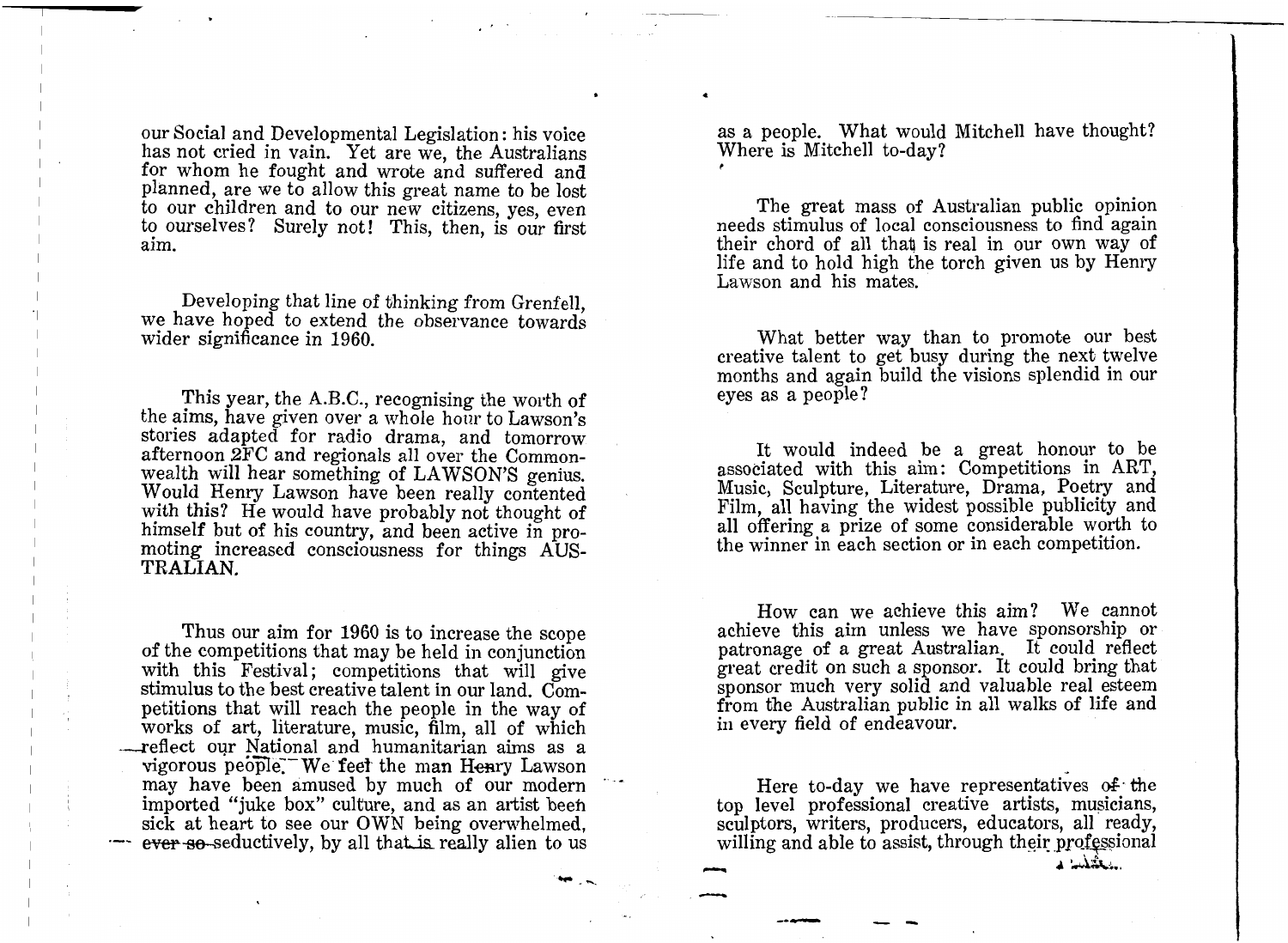our Social and Developmental Legislation: his voice has not cried in vain. Yet are we, the Australians for whom he fought and wrote and suffered and planned, are we to allow this great name to be lost to our children and to our new citizens, yes, even to ourselves? Surely not! This, then, is our first aim.

Developing that line of thinking from Grenfell, we have hoped to extend the observance towards wider significance in 1960.

This year, the A.B.C., recognising the worth of the aims, have given over a whole hour to Lawson's stories adapted for radio drama, and tomorrow afternoon 2FC and regionals all over the Commonwealth will hear something of LAWSON'S genius. Would Henry Lawson have been really contented with this? He would have probably not thought of himself but of his country, and been active in promoting increased consciousness for things AUSTRALIAN.

Thus our aim for 1960 is to increase the scope of the competitions that may be held in conjunction with this Festival; competitions that will give stimulus to the best creative talent in our land. Competitions that will reach the people in the way of works of art, literature, music, film, all of which reflect our National and humanitarian aims as a vigorous people. We feel the man Henry Lawson may have been amused by much of our modern imported "juke box" culture, and as an artist been sick at heart to see our OWN being overwhelmed, ever so seductively, by all that is really alien to us as a people. What would Mitchell have thought? Where is Mitchell to-day?

The great mass of Australian public opinion needs stimulus of local consciousness to find again their chord of all that is real in our own way of life and to hold high the torch given us by Henry Lawson and his mates.

What better way than to promote our best creative talent to get busy during the next twelve months and again build the visions splendid in our eyes as a people?

It would indeed be a great honour to be associated with this aim: Competitions in ART, Music, Sculpture, Literature, Drama, Poetry and Film, all having the widest possible publicity and all offering a prize of some considerable worth to the winner in each section or in each competition.

How can we achieve this aim? We cannot achieve this aim unless we have sponsorship or patronage of a great Australian. It could reflect great credit on such a sponsor. It could bring that sponsor much very solid and valuable real esteem from the Australian public in all walks of life and in every field of endeavour.

Here to-day we have representatives of the top level professional creative artists, musicians, sculptors, writers, producers, educators, all ready, willing and able to assist, through their professional